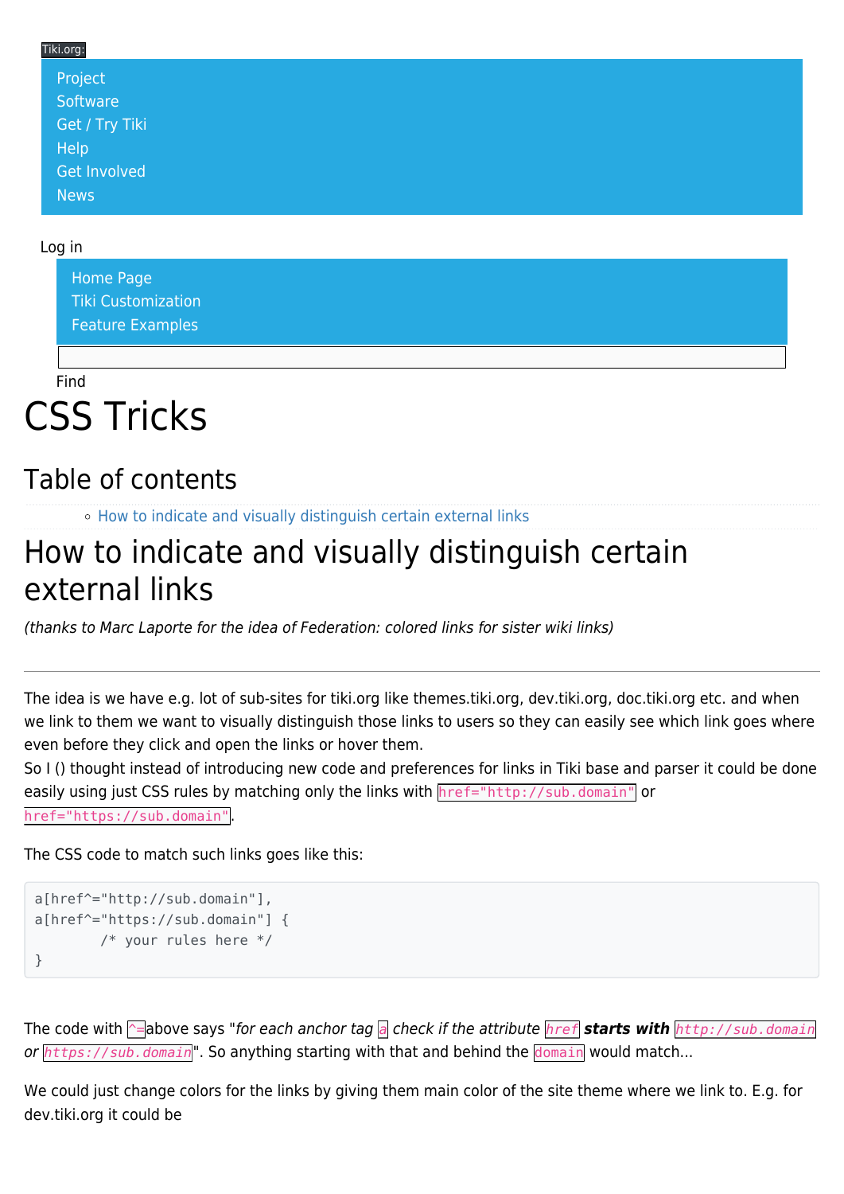Tiki.org:

- Project
- Software
- Get / Try Tiki
- Help
- Get Involved
- News

Log in

- Home Page
- Tiki Customization
- Feature Examples

Find

# CSS Tricks

## Table of contents

- How to indicate and visually distinguish certain external links

# How to indicate and visually distinguish certain external links

*(thanks to Marc Laporte for the idea of Federation: colored links for sister wiki links)*

---

The idea is we have e.g. lot of sub-sites for tiki.org like themes.tiki.org, dev.tiki.org, doc.tiki.org etc. and when we link to them we want to visually distinguish those links to users so they can easily see which link goes where even before they click and open the links or hover them.
So I () thought instead of introducing new code and preferences for links in Tiki base and parser it could be done easily using just CSS rules by matching only the links with `href="http://sub.domain"` or `href="https://sub.domain"`.

The CSS code to match such links goes like this:

```
a[href^="http://sub.domain"],
a[href^="https://sub.domain"] {
        /* your rules here */
}
```

The code with `^=`above says "*for each anchor tag* `a` *check if the attribute* `href` ***starts with*** `http://sub.domain` *or* `https://sub.domain`". So anything starting with that and behind the `domain` would match...

We could just change colors for the links by giving them main color of the site theme where we link to. E.g. for dev.tiki.org it could be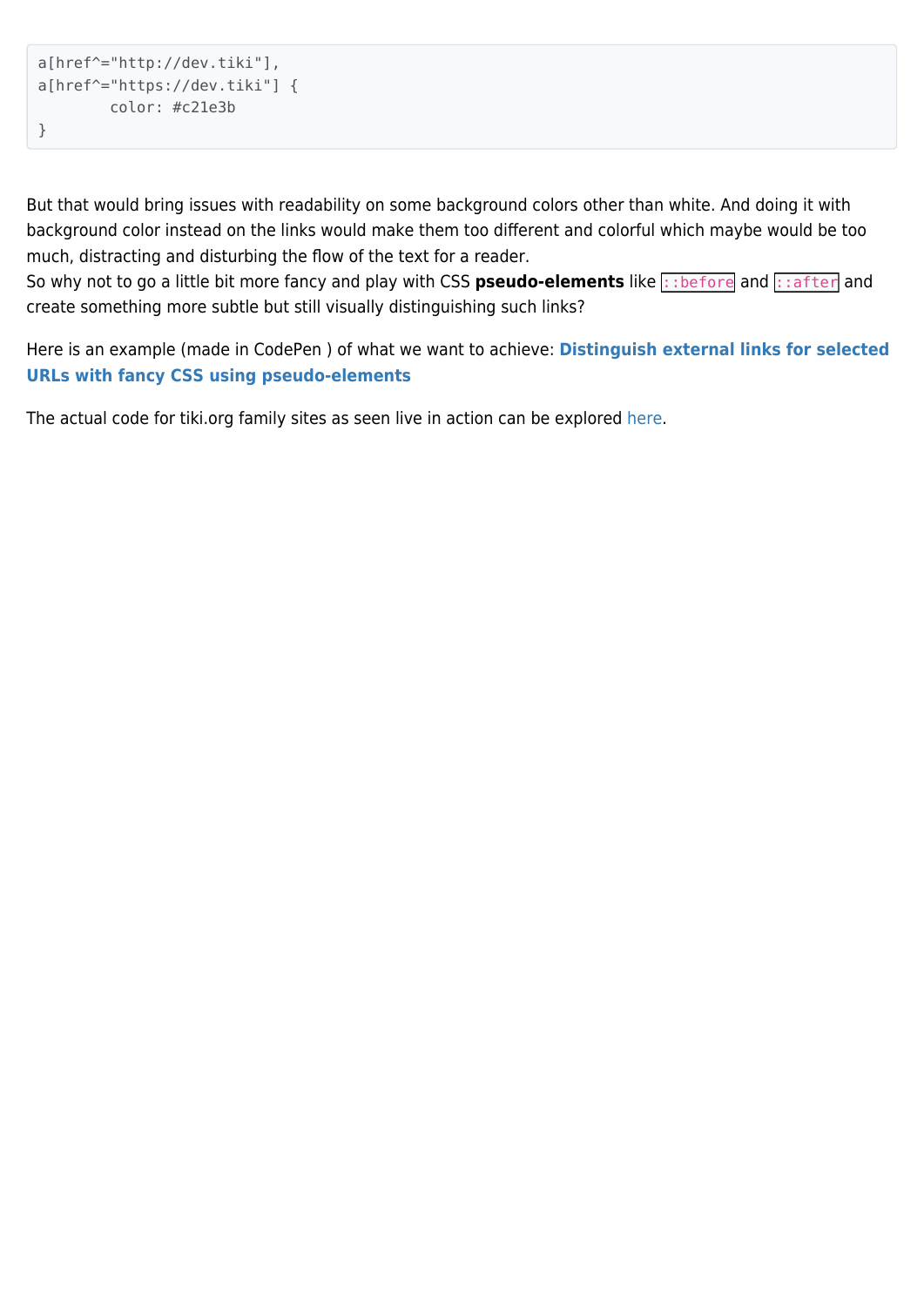```
a[href^="http://dev.tiki"],
a[href^="https://dev.tiki"] {
        color: #c21e3b
}
```

But that would bring issues with readability on some background colors other than white. And doing it with background color instead on the links would make them too different and colorful which maybe would be too much, distracting and disturbing the flow of the text for a reader.
So why not to go a little bit more fancy and play with CSS **pseudo-elements** like `::before` and `::after` and create something more subtle but still visually distinguishing such links?

Here is an example (made in CodePen ) of what we want to achieve: **Distinguish external links for selected URLs with fancy CSS using pseudo-elements**

The actual code for tiki.org family sites as seen live in action can be explored here.